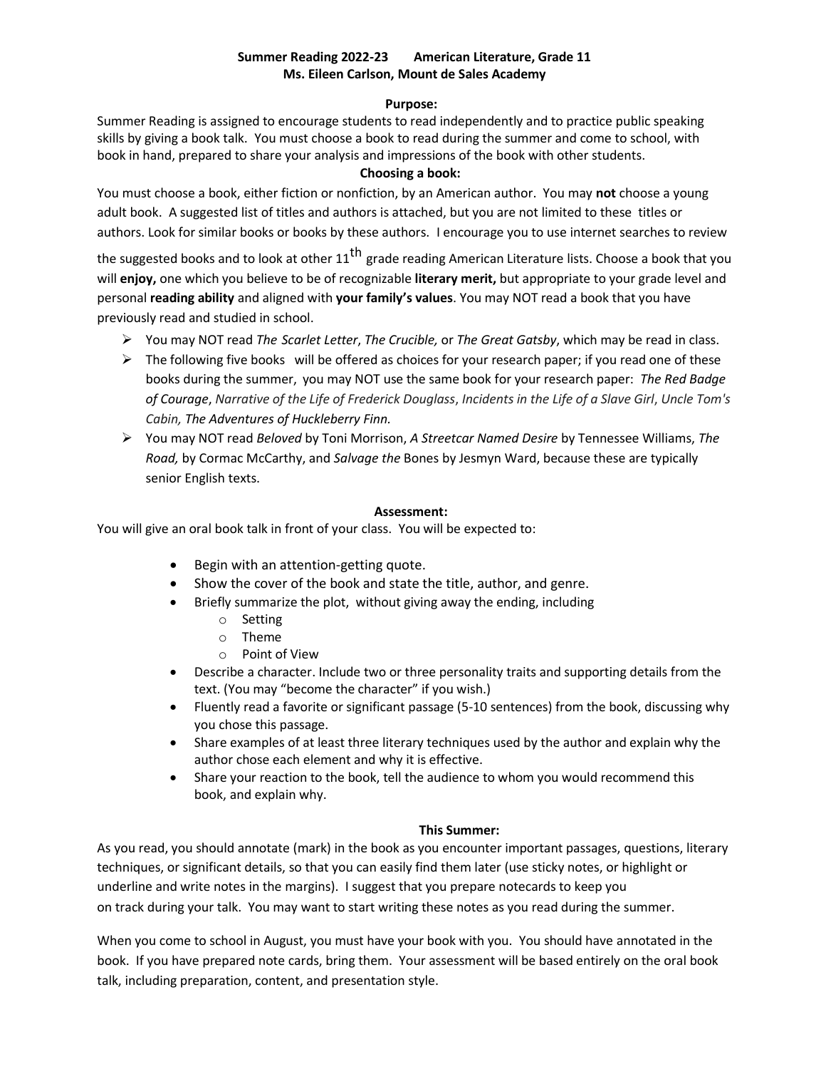**Summer Reading 2022-23 American Literature, Grade 11**
**Ms. Eileen Carlson, Mount de Sales Academy**

## Purpose:

Summer Reading is assigned to encourage students to read independently and to practice public speaking skills by giving a book talk. You must choose a book to read during the summer and come to school, with book in hand, prepared to share your analysis and impressions of the book with other students.

## Choosing a book:

You must choose a book, either fiction or nonfiction, by an American author. You may **not** choose a young adult book. A suggested list of titles and authors is attached, but you are not limited to these titles or authors. Look for similar books or books by these authors. I encourage you to use internet searches to review the suggested books and to look at other 11th grade reading American Literature lists. Choose a book that you will **enjoy,** one which you believe to be of recognizable **literary merit,** but appropriate to your grade level and personal **reading ability** and aligned with **your family's values**. You may NOT read a book that you have previously read and studied in school.

- You may NOT read *The Scarlet Letter*, *The Crucible,* or *The Great Gatsby*, which may be read in class.
- The following five books will be offered as choices for your research paper; if you read one of these books during the summer, you may NOT use the same book for your research paper: *The Red Badge of Courage*, *Narrative of the Life of Frederick Douglass*, *Incidents in the Life of a Slave Girl*, *Uncle Tom's Cabin, The Adventures of Huckleberry Finn.*
- You may NOT read *Beloved* by Toni Morrison, *A Streetcar Named Desire* by Tennessee Williams, *The Road,* by Cormac McCarthy, and *Salvage the* Bones by Jesmyn Ward, because these are typically senior English texts.

## Assessment:

You will give an oral book talk in front of your class. You will be expected to:

- Begin with an attention-getting quote.
- Show the cover of the book and state the title, author, and genre.
- Briefly summarize the plot, without giving away the ending, including
  - Setting
  - Theme
  - Point of View
- Describe a character. Include two or three personality traits and supporting details from the text. (You may "become the character" if you wish.)
- Fluently read a favorite or significant passage (5-10 sentences) from the book, discussing why you chose this passage.
- Share examples of at least three literary techniques used by the author and explain why the author chose each element and why it is effective.
- Share your reaction to the book, tell the audience to whom you would recommend this book, and explain why.

## This Summer:

As you read, you should annotate (mark) in the book as you encounter important passages, questions, literary techniques, or significant details, so that you can easily find them later (use sticky notes, or highlight or underline and write notes in the margins). I suggest that you prepare notecards to keep you on track during your talk. You may want to start writing these notes as you read during the summer.

When you come to school in August, you must have your book with you. You should have annotated in the book. If you have prepared note cards, bring them. Your assessment will be based entirely on the oral book talk, including preparation, content, and presentation style.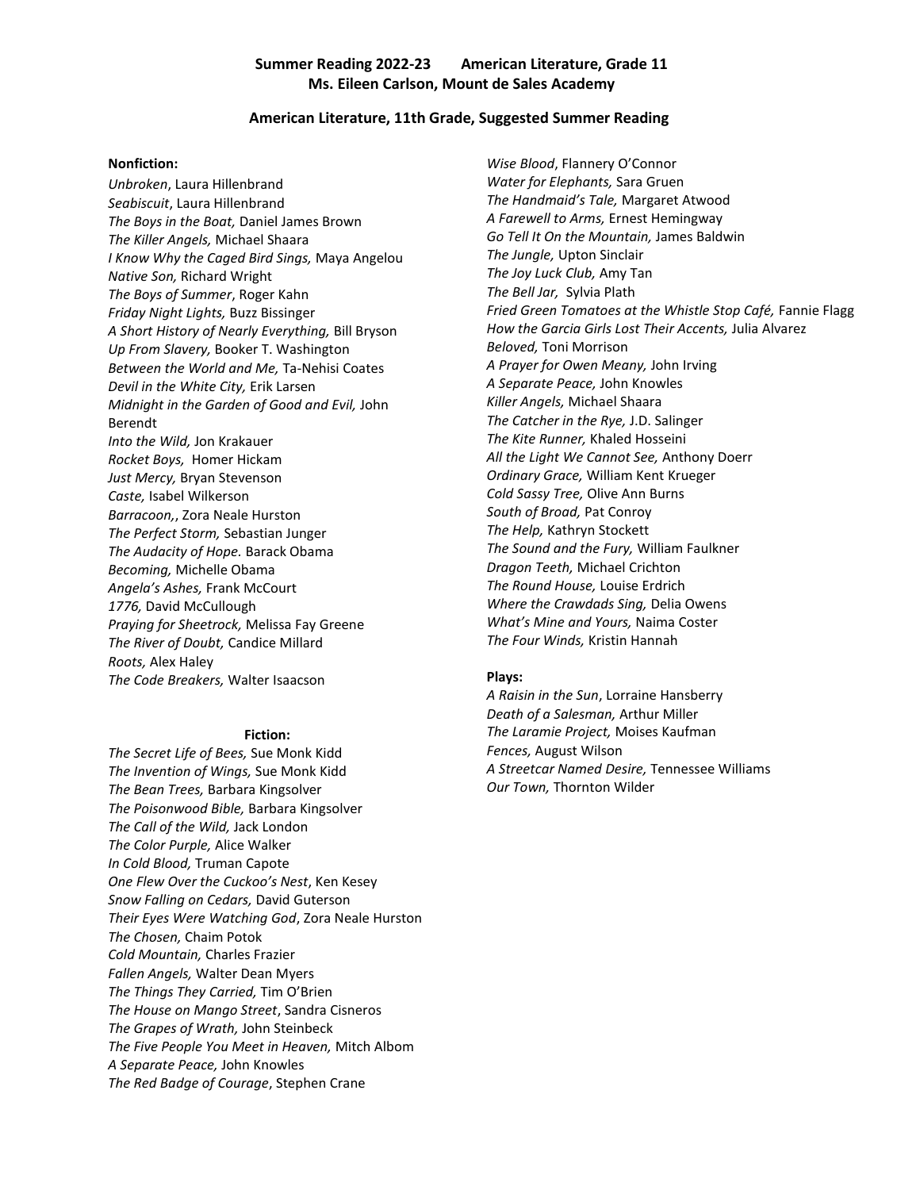**Summary Reading 2022-23 American Literature, Grade 11**
**Ms. Eileen Carlson, Mount de Sales Academy**

## American Literature, 11th Grade, Suggested Summer Reading

**Nonfiction:**

*Unbroken*, Laura Hillenbrand
*Seabiscuit*, Laura Hillenbrand
*The Boys in the Boat,* Daniel James Brown
*The Killer Angels,* Michael Shaara
*I Know Why the Caged Bird Sings,* Maya Angelou
*Native Son,* Richard Wright
*The Boys of Summer*, Roger Kahn
*Friday Night Lights,* Buzz Bissinger
*A Short History of Nearly Everything,* Bill Bryson
*Up From Slavery,* Booker T. Washington
*Between the World and Me,* Ta-Nehisi Coates
*Devil in the White City,* Erik Larsen
*Midnight in the Garden of Good and Evil,* John Berendt
*Into the Wild,* Jon Krakauer
*Rocket Boys,* Homer Hickam
*Just Mercy,* Bryan Stevenson
*Caste,* Isabel Wilkerson
*Barracoon,*, Zora Neale Hurston
*The Perfect Storm,* Sebastian Junger
*The Audacity of Hope.* Barack Obama
*Becoming,* Michelle Obama
*Angela's Ashes,* Frank McCourt
*1776,* David McCullough
*Praying for Sheetrock,* Melissa Fay Greene
*The River of Doubt,* Candice Millard
*Roots,* Alex Haley
*The Code Breakers,* Walter Isaacson

**Fiction:**

*The Secret Life of Bees,* Sue Monk Kidd
*The Invention of Wings,* Sue Monk Kidd
*The Bean Trees,* Barbara Kingsolver
*The Poisonwood Bible,* Barbara Kingsolver
*The Call of the Wild,* Jack London
*The Color Purple,* Alice Walker
*In Cold Blood,* Truman Capote
*One Flew Over the Cuckoo's Nest*, Ken Kesey
*Snow Falling on Cedars,* David Guterson
*Their Eyes Were Watching God*, Zora Neale Hurston
*The Chosen,* Chaim Potok
*Cold Mountain,* Charles Frazier
*Fallen Angels,* Walter Dean Myers
*The Things They Carried,* Tim O'Brien
*The House on Mango Street*, Sandra Cisneros
*The Grapes of Wrath,* John Steinbeck
*The Five People You Meet in Heaven,* Mitch Albom
*A Separate Peace,* John Knowles
*The Red Badge of Courage*, Stephen Crane
*Wise Blood*, Flannery O'Connor
*Water for Elephants,* Sara Gruen
*The Handmaid's Tale,* Margaret Atwood
*A Farewell to Arms,* Ernest Hemingway
*Go Tell It On the Mountain,* James Baldwin
*The Jungle,* Upton Sinclair
*The Joy Luck Club,* Amy Tan
*The Bell Jar,* Sylvia Plath
*Fried Green Tomatoes at the Whistle Stop Café,* Fannie Flagg
*How the Garcia Girls Lost Their Accents,* Julia Alvarez
*Beloved,* Toni Morrison
*A Prayer for Owen Meany,* John Irving
*A Separate Peace,* John Knowles
*Killer Angels,* Michael Shaara
*The Catcher in the Rye,* J.D. Salinger
*The Kite Runner,* Khaled Hosseini
*All the Light We Cannot See,* Anthony Doerr
*Ordinary Grace,* William Kent Krueger
*Cold Sassy Tree,* Olive Ann Burns
*South of Broad,* Pat Conroy
*The Help,* Kathryn Stockett
*The Sound and the Fury,* William Faulkner
*Dragon Teeth,* Michael Crichton
*The Round House,* Louise Erdrich
*Where the Crawdads Sing,* Delia Owens
*What's Mine and Yours,* Naima Coster
*The Four Winds,* Kristin Hannah

**Plays:**

*A Raisin in the Sun*, Lorraine Hansberry
*Death of a Salesman,* Arthur Miller
*The Laramie Project,* Moises Kaufman
*Fences,* August Wilson
*A Streetcar Named Desire,* Tennessee Williams
*Our Town,* Thornton Wilder